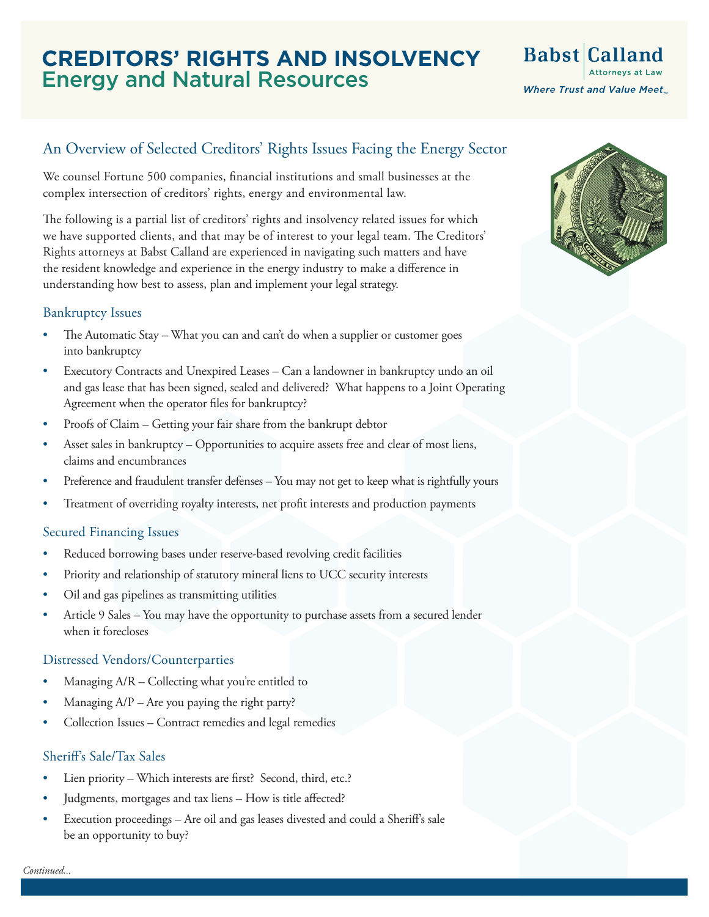# CREDITORS' RIGHTS AND INSOLVENCY
## Energy and Natural Resources

Babst Calland
Attorneys at Law
*Where Trust and Value Meet.*

## An Overview of Selected Creditors' Rights Issues Facing the Energy Sector

We counsel Fortune 500 companies, financial institutions and small businesses at the complex intersection of creditors' rights, energy and environmental law.

The following is a partial list of creditors' rights and insolvency related issues for which we have supported clients, and that may be of interest to your legal team. The Creditors' Rights attorneys at Babst Calland are experienced in navigating such matters and have the resident knowledge and experience in the energy industry to make a difference in understanding how best to assess, plan and implement your legal strategy.

### Bankruptcy Issues

- The Automatic Stay – What you can and can't do when a supplier or customer goes into bankruptcy
- Executory Contracts and Unexpired Leases – Can a landowner in bankruptcy undo an oil and gas lease that has been signed, sealed and delivered? What happens to a Joint Operating Agreement when the operator files for bankruptcy?
- Proofs of Claim – Getting your fair share from the bankrupt debtor
- Asset sales in bankruptcy – Opportunities to acquire assets free and clear of most liens, claims and encumbrances
- Preference and fraudulent transfer defenses – You may not get to keep what is rightfully yours
- Treatment of overriding royalty interests, net profit interests and production payments

### Secured Financing Issues

- Reduced borrowing bases under reserve-based revolving credit facilities
- Priority and relationship of statutory mineral liens to UCC security interests
- Oil and gas pipelines as transmitting utilities
- Article 9 Sales – You may have the opportunity to purchase assets from a secured lender when it forecloses

### Distressed Vendors/Counterparties

- Managing A/R – Collecting what you're entitled to
- Managing A/P – Are you paying the right party?
- Collection Issues – Contract remedies and legal remedies

### Sheriff's Sale/Tax Sales

- Lien priority – Which interests are first? Second, third, etc.?
- Judgments, mortgages and tax liens – How is title affected?
- Execution proceedings – Are oil and gas leases divested and could a Sheriff's sale be an opportunity to buy?

*Continued...*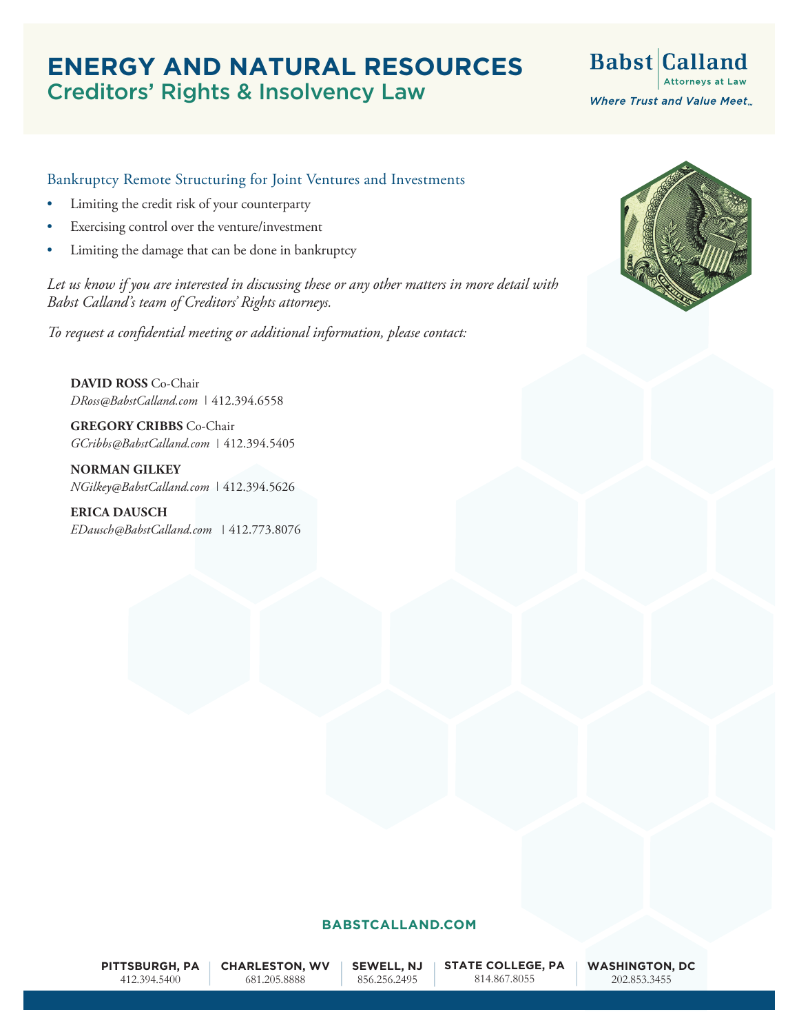# ENERGY AND NATURAL RESOURCES
## Creditors' Rights & Insolvency Law

Babst | Calland
Attorneys at Law
*Where Trust and Value Meet*™

### Bankruptcy Remote Structuring for Joint Ventures and Investments

- Limiting the credit risk of your counterparty
- Exercising control over the venture/investment
- Limiting the damage that can be done in bankruptcy

*Let us know if you are interested in discussing these or any other matters in more detail with Babst Calland's team of Creditors' Rights attorneys.*

*To request a confidential meeting or additional information, please contact:*

**DAVID ROSS** Co-Chair
*DRoss@BabstCalland.com* | 412.394.6558

**GREGORY CRIBBS** Co-Chair
*GCribbs@BabstCalland.com* | 412.394.5405

**NORMAN GILKEY**
*NGilkey@BabstCalland.com* | 412.394.5626

**ERICA DAUSCH**
*EDausch@BabstCalland.com* | 412.773.8076

**BABSTCALLAND.COM**

**PITTSBURGH, PA** 412.394.5400 | **CHARLESTON, WV** 681.205.8888 | **SEWELL, NJ** 856.256.2495 | **STATE COLLEGE, PA** 814.867.8055 | **WASHINGTON, DC** 202.853.3455